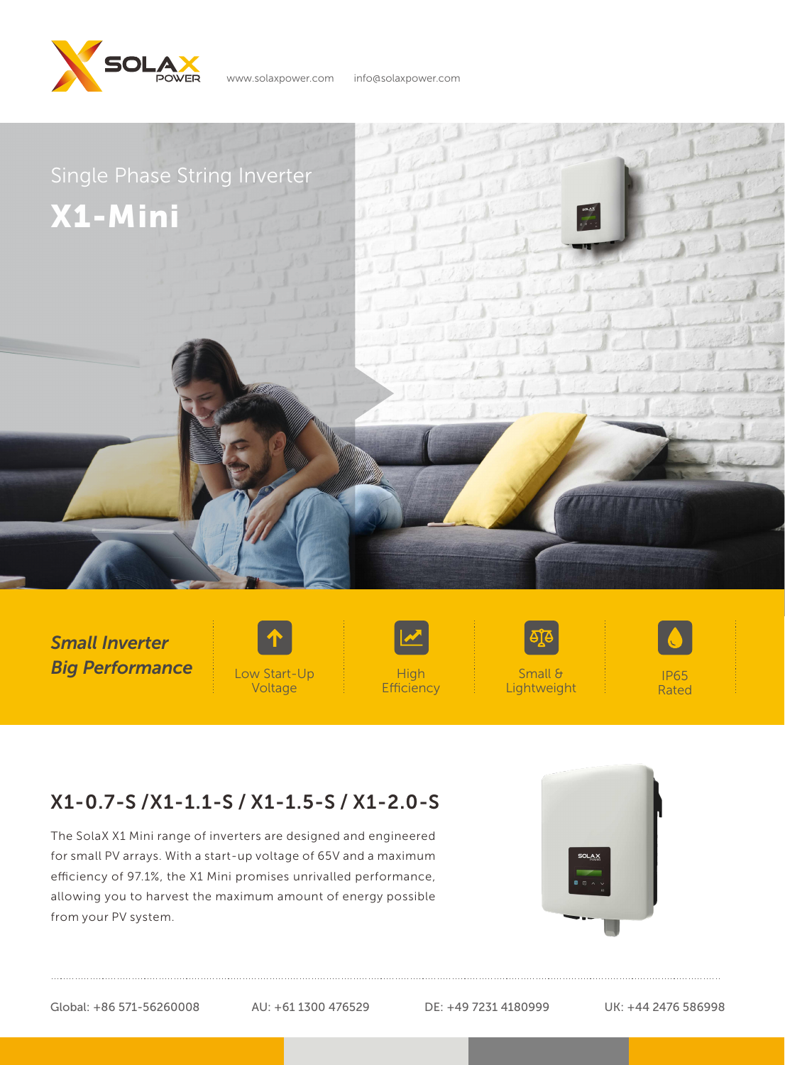SOLAX POWER

www.solaxpower.com    info@solaxpower.com

Single Phase String Inverter

# X1-Mini

***Small Inverter Big Performance***

- Low Start-Up Voltage
- High Efficiency
- Small & Lightweight
- IP65 Rated

## X1-0.7-S /X1-1.1-S / X1-1.5-S / X1-2.0-S

The SolaX X1 Mini range of inverters are designed and engineered for small PV arrays. With a start-up voltage of 65V and a maximum efficiency of 97.1%, the X1 Mini promises unrivalled performance, allowing you to harvest the maximum amount of energy possible from your PV system.

Global: +86 571-56260008    AU: +61 1300 476529    DE: +49 7231 4180999    UK: +44 2476 586998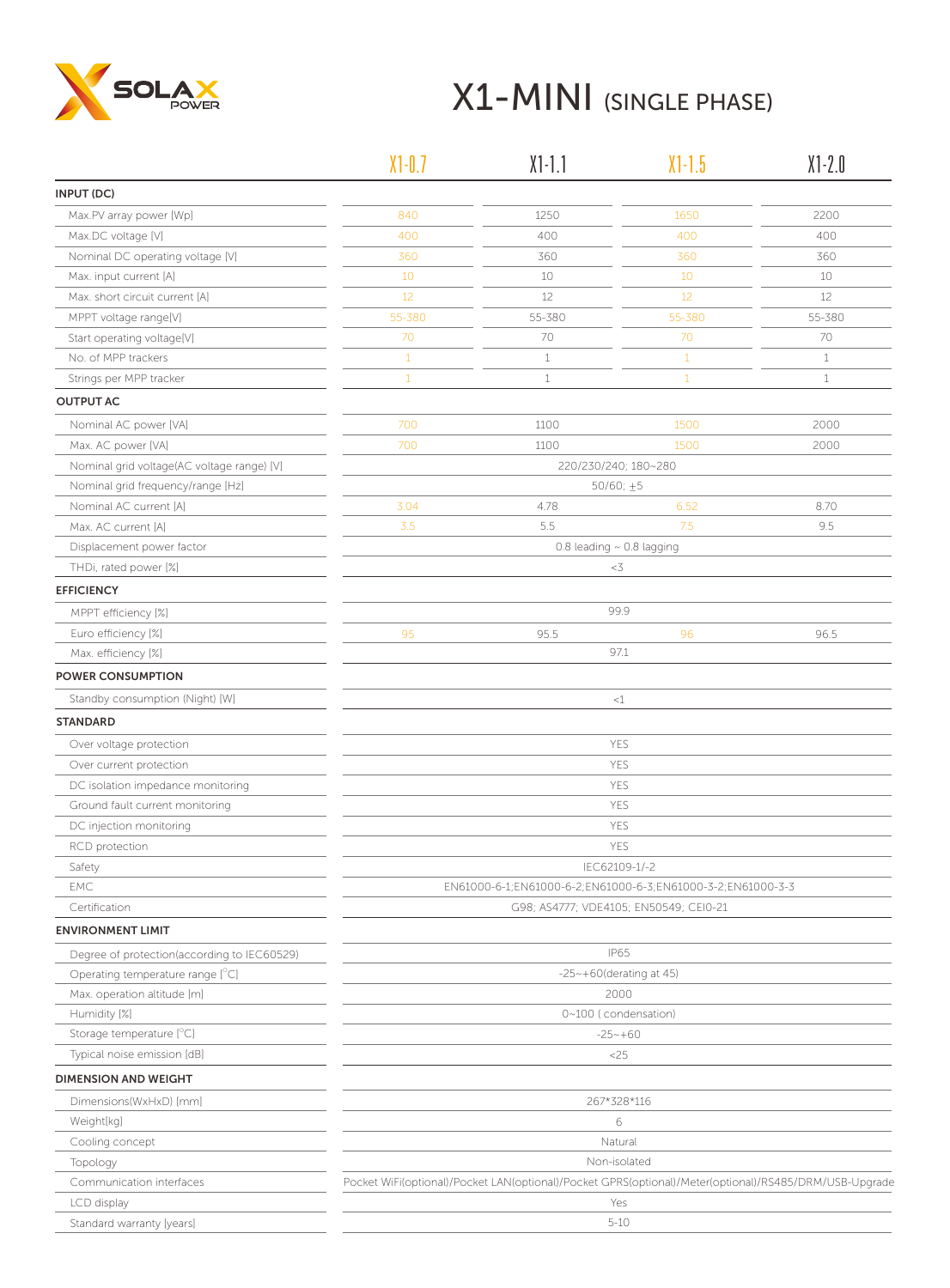# X1-MINI (SINGLE PHASE)

| | X1-0.7 | X1-1.1 | X1-1.5 | X1-2.0 |
|---|---|---|---|---|
| **INPUT (DC)** | | | | |
| Max.PV array power [Wp] | 840 | 1250 | 1650 | 2200 |
| Max.DC voltage [V] | 400 | 400 | 400 | 400 |
| Nominal DC operating voltage [V] | 360 | 360 | 360 | 360 |
| Max. input current [A] | 10 | 10 | 10 | 10 |
| Max. short circuit current [A] | 12 | 12 | 12 | 12 |
| MPPT voltage range[V] | 55-380 | 55-380 | 55-380 | 55-380 |
| Start operating voltage[V] | 70 | 70 | 70 | 70 |
| No. of MPP trackers | 1 | 1 | 1 | 1 |
| Strings per MPP tracker | 1 | 1 | 1 | 1 |
| **OUTPUT AC** | | | | |
| Nominal AC power [VA] | 700 | 1100 | 1500 | 2000 |
| Max. AC power [VA] | 700 | 1100 | 1500 | 2000 |
| Nominal grid voltage(AC voltage range) [V] | 220/230/240; 180~280 | | | |
| Nominal grid frequency/range [Hz] | 50/60; ±5 | | | |
| Nominal AC current [A] | 3.04 | 4.78 | 6.52 | 8.70 |
| Max. AC current [A] | 3.5 | 5.5 | 7.5 | 9.5 |
| Displacement power factor | 0.8 leading ~ 0.8 lagging | | | |
| THDi, rated power [%] | <3 | | | |
| **EFFICIENCY** | | | | |
| MPPT efficiency [%] | 99.9 | | | |
| Euro efficiency [%] | 95 | 95.5 | 96 | 96.5 |
| Max. efficiency [%] | 97.1 | | | |
| **POWER CONSUMPTION** | | | | |
| Standby consumption (Night) [W] | <1 | | | |
| **STANDARD** | | | | |
| Over voltage protection | YES | | | |
| Over current protection | YES | | | |
| DC isolation impedance monitoring | YES | | | |
| Ground fault current monitoring | YES | | | |
| DC injection monitoring | YES | | | |
| RCD protection | YES | | | |
| Safety | IEC62109-1/-2 | | | |
| EMC | EN61000-6-1;EN61000-6-2;EN61000-6-3;EN61000-3-2;EN61000-3-3 | | | |
| Certification | G98; AS4777; VDE4105; EN50549; CEI0-21 | | | |
| **ENVIRONMENT LIMIT** | | | | |
| Degree of protection(according to IEC60529) | IP65 | | | |
| Operating temperature range [°C] | -25~+60(derating at 45) | | | |
| Max. operation altitude [m] | 2000 | | | |
| Humidity [%] | 0~100 ( condensation) | | | |
| Storage temperature [°C] | -25~+60 | | | |
| Typical noise emission [dB] | <25 | | | |
| **DIMENSION AND WEIGHT** | | | | |
| Dimensions(WxHxD) [mm] | 267*328*116 | | | |
| Weight[kg] | 6 | | | |
| Cooling concept | Natural | | | |
| Topology | Non-isolated | | | |
| Communication interfaces | Pocket WiFi(optional)/Pocket LAN(optional)/Pocket GPRS(optional)/Meter(optional)/RS485/DRM/USB-Upgrade | | | |
| LCD display | Yes | | | |
| Standard warranty [years] | 5-10 | | | |